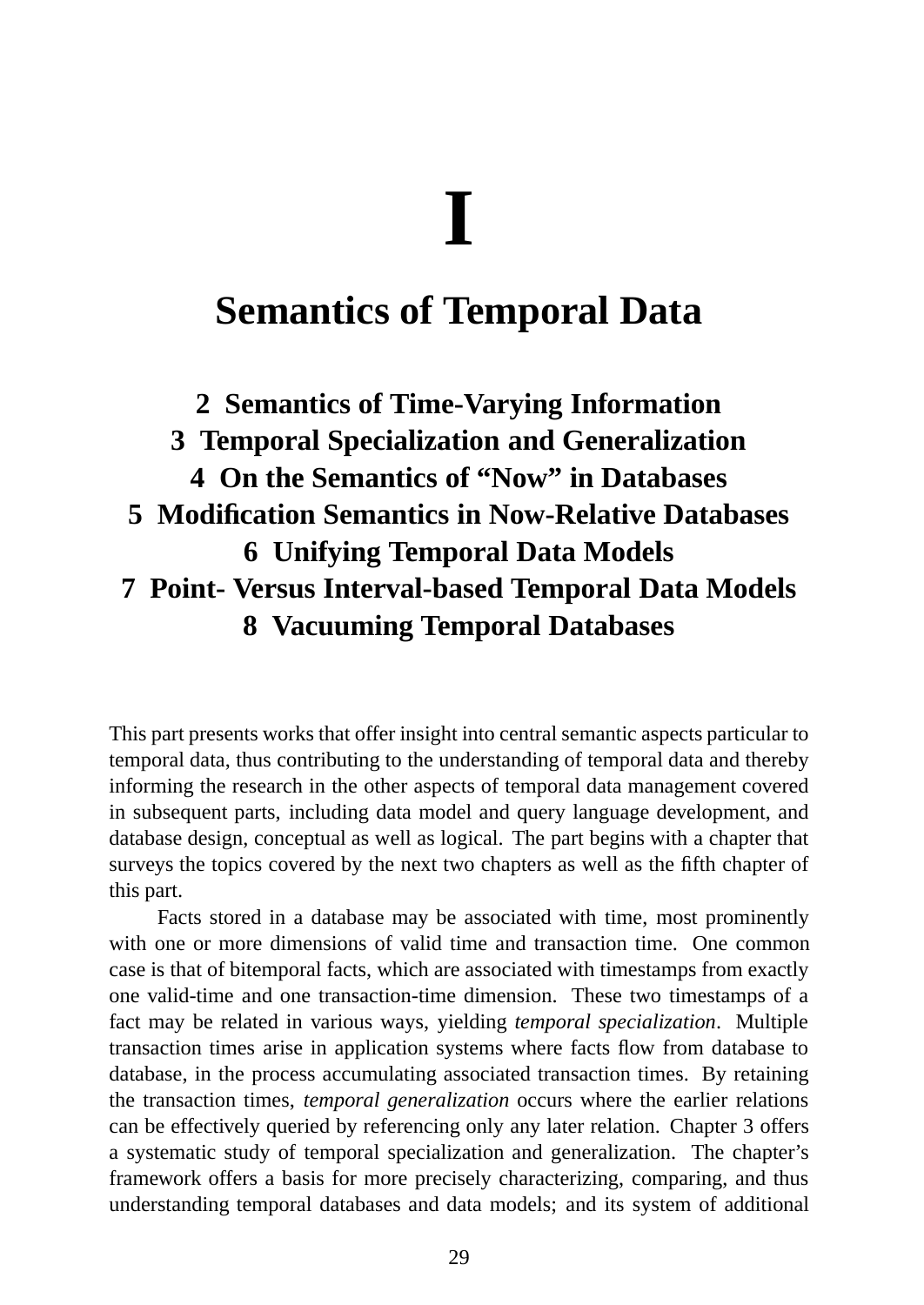# I

# Semantics of Temporal Data

**2 Semantics of Time-Varying Information**
**3 Temporal Specialization and Generalization**
**4 On the Semantics of “Now” in Databases**
**5 Modification Semantics in Now-Relative Databases**
**6 Unifying Temporal Data Models**
**7 Point- Versus Interval-based Temporal Data Models**
**8 Vacuuming Temporal Databases**

This part presents works that offer insight into central semantic aspects particular to temporal data, thus contributing to the understanding of temporal data and thereby informing the research in the other aspects of temporal data management covered in subsequent parts, including data model and query language development, and database design, conceptual as well as logical. The part begins with a chapter that surveys the topics covered by the next two chapters as well as the fifth chapter of this part.

Facts stored in a database may be associated with time, most prominently with one or more dimensions of valid time and transaction time. One common case is that of bitemporal facts, which are associated with timestamps from exactly one valid-time and one transaction-time dimension. These two timestamps of a fact may be related in various ways, yielding *temporal specialization*. Multiple transaction times arise in application systems where facts flow from database to database, in the process accumulating associated transaction times. By retaining the transaction times, *temporal generalization* occurs where the earlier relations can be effectively queried by referencing only any later relation. Chapter 3 offers a systematic study of temporal specialization and generalization. The chapter’s framework offers a basis for more precisely characterizing, comparing, and thus understanding temporal databases and data models; and its system of additional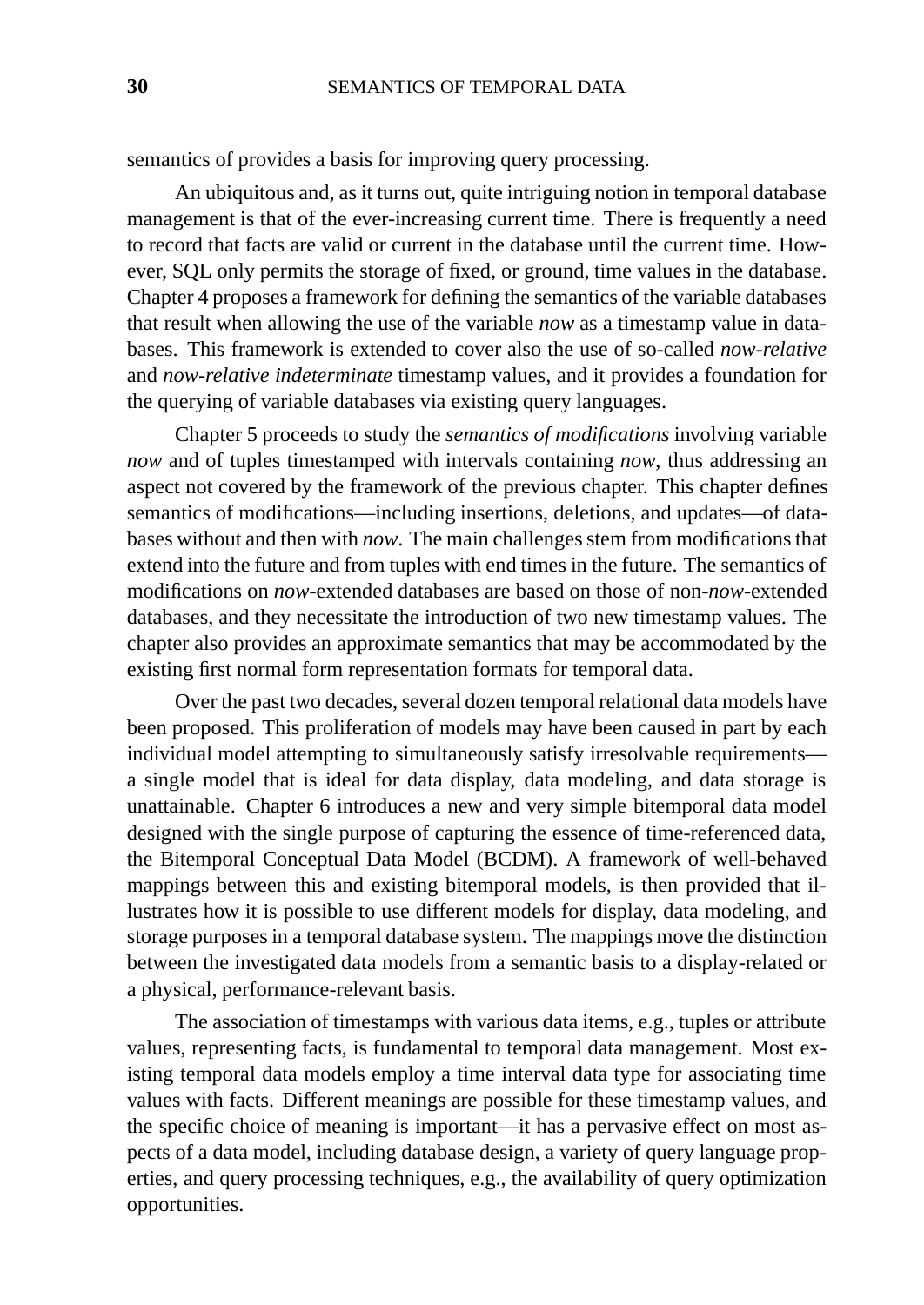semantics of provides a basis for improving query processing.

An ubiquitous and, as it turns out, quite intriguing notion in temporal database management is that of the ever-increasing current time. There is frequently a need to record that facts are valid or current in the database until the current time. However, SQL only permits the storage of fixed, or ground, time values in the database. Chapter 4 proposes a framework for defining the semantics of the variable databases that result when allowing the use of the variable *now* as a timestamp value in databases. This framework is extended to cover also the use of so-called *now-relative* and *now-relative indeterminate* timestamp values, and it provides a foundation for the querying of variable databases via existing query languages.

Chapter 5 proceeds to study the *semantics of modifications* involving variable *now* and of tuples timestamped with intervals containing *now*, thus addressing an aspect not covered by the framework of the previous chapter. This chapter defines semantics of modifications—including insertions, deletions, and updates—of databases without and then with *now*. The main challenges stem from modifications that extend into the future and from tuples with end times in the future. The semantics of modifications on *now*-extended databases are based on those of non-*now*-extended databases, and they necessitate the introduction of two new timestamp values. The chapter also provides an approximate semantics that may be accommodated by the existing first normal form representation formats for temporal data.

Over the past two decades, several dozen temporal relational data models have been proposed. This proliferation of models may have been caused in part by each individual model attempting to simultaneously satisfy irresolvable requirements—a single model that is ideal for data display, data modeling, and data storage is unattainable. Chapter 6 introduces a new and very simple bitemporal data model designed with the single purpose of capturing the essence of time-referenced data, the Bitemporal Conceptual Data Model (BCDM). A framework of well-behaved mappings between this and existing bitemporal models, is then provided that illustrates how it is possible to use different models for display, data modeling, and storage purposes in a temporal database system. The mappings move the distinction between the investigated data models from a semantic basis to a display-related or a physical, performance-relevant basis.

The association of timestamps with various data items, e.g., tuples or attribute values, representing facts, is fundamental to temporal data management. Most existing temporal data models employ a time interval data type for associating time values with facts. Different meanings are possible for these timestamp values, and the specific choice of meaning is important—it has a pervasive effect on most aspects of a data model, including database design, a variety of query language properties, and query processing techniques, e.g., the availability of query optimization opportunities.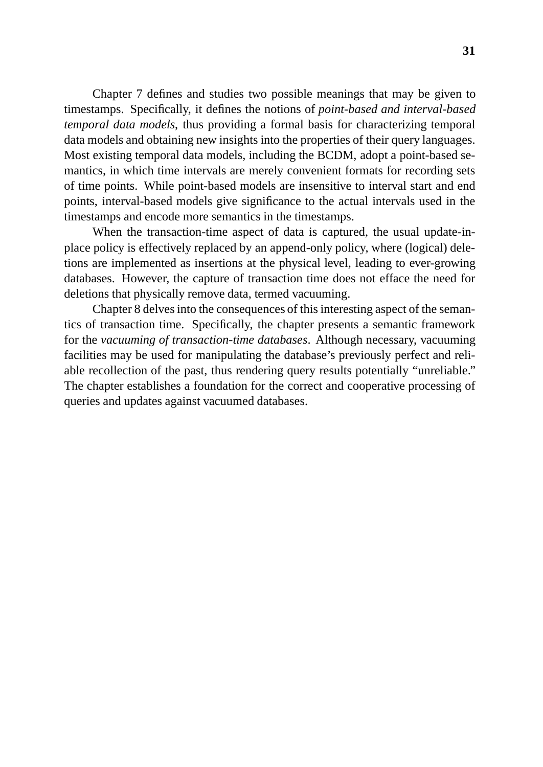Chapter 7 defines and studies two possible meanings that may be given to timestamps. Specifically, it defines the notions of *point-based and interval-based temporal data models*, thus providing a formal basis for characterizing temporal data models and obtaining new insights into the properties of their query languages. Most existing temporal data models, including the BCDM, adopt a point-based semantics, in which time intervals are merely convenient formats for recording sets of time points. While point-based models are insensitive to interval start and end points, interval-based models give significance to the actual intervals used in the timestamps and encode more semantics in the timestamps.

When the transaction-time aspect of data is captured, the usual update-in-place policy is effectively replaced by an append-only policy, where (logical) deletions are implemented as insertions at the physical level, leading to ever-growing databases. However, the capture of transaction time does not efface the need for deletions that physically remove data, termed vacuuming.

Chapter 8 delves into the consequences of this interesting aspect of the semantics of transaction time. Specifically, the chapter presents a semantic framework for the *vacuuming of transaction-time databases*. Although necessary, vacuuming facilities may be used for manipulating the database's previously perfect and reliable recollection of the past, thus rendering query results potentially "unreliable." The chapter establishes a foundation for the correct and cooperative processing of queries and updates against vacuumed databases.